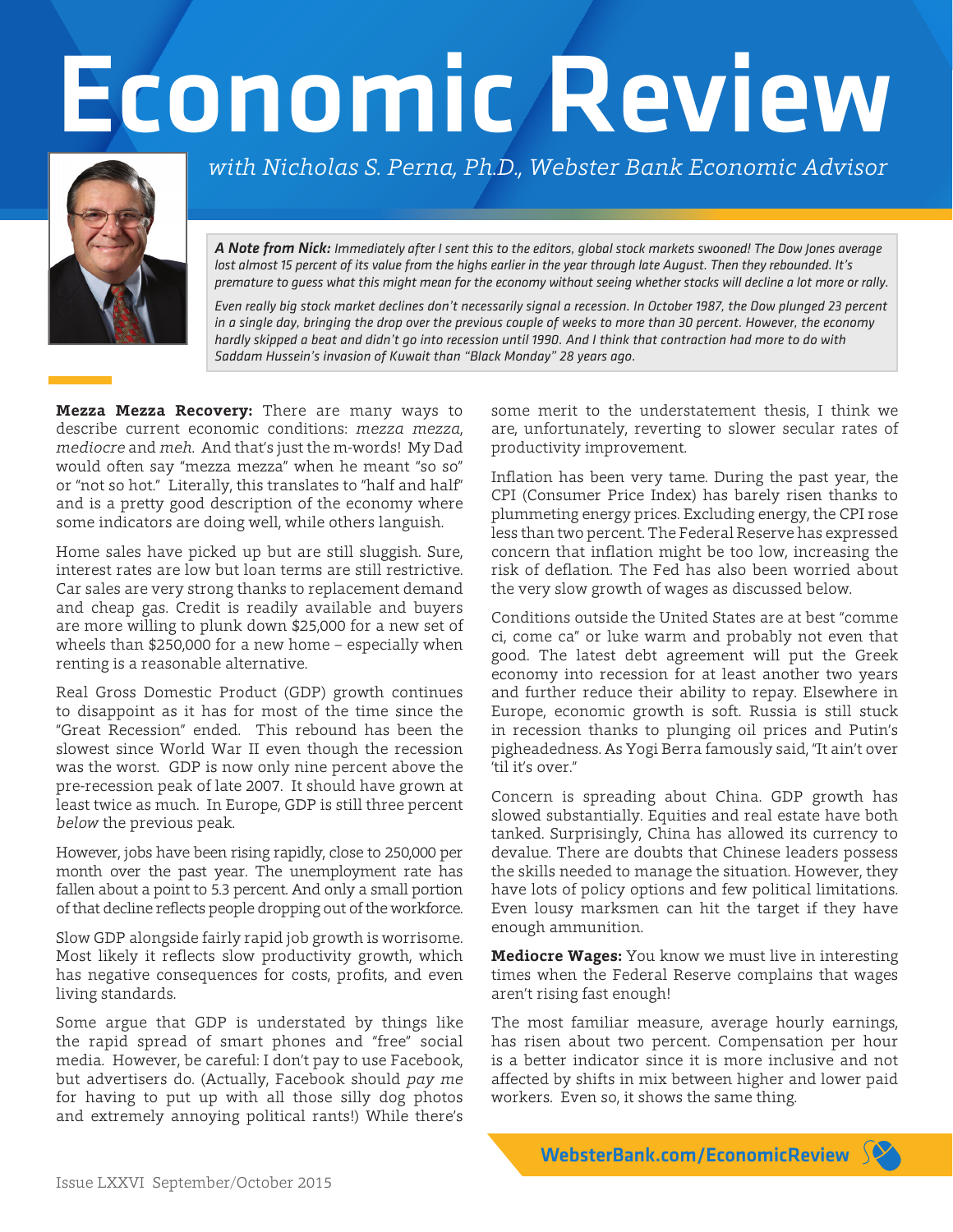# Economic Review

*with Nicholas S. Perna, Ph.D., Webster Bank Economic Advisor*

***A Note from Nick:*** *Immediately after I sent this to the editors, global stock markets swooned! The Dow Jones average lost almost 15 percent of its value from the highs earlier in the year through late August. Then they rebounded. It's premature to guess what this might mean for the economy without seeing whether stocks will decline a lot more or rally.*

*Even really big stock market declines don't necessarily signal a recession. In October 1987, the Dow plunged 23 percent in a single day, bringing the drop over the previous couple of weeks to more than 30 percent. However, the economy hardly skipped a beat and didn't go into recession until 1990. And I think that contraction had more to do with Saddam Hussein's invasion of Kuwait than "Black Monday" 28 years ago.*

**Mezza Mezza Recovery:** There are many ways to describe current economic conditions: *mezza mezza*, *mediocre* and *meh*. And that's just the m-words! My Dad would often say "mezza mezza" when he meant "so so" or "not so hot." Literally, this translates to "half and half" and is a pretty good description of the economy where some indicators are doing well, while others languish.

Home sales have picked up but are still sluggish. Sure, interest rates are low but loan terms are still restrictive. Car sales are very strong thanks to replacement demand and cheap gas. Credit is readily available and buyers are more willing to plunk down $25,000 for a new set of wheels than $250,000 for a new home – especially when renting is a reasonable alternative.

Real Gross Domestic Product (GDP) growth continues to disappoint as it has for most of the time since the "Great Recession" ended. This rebound has been the slowest since World War II even though the recession was the worst. GDP is now only nine percent above the pre-recession peak of late 2007. It should have grown at least twice as much. In Europe, GDP is still three percent *below* the previous peak.

However, jobs have been rising rapidly, close to 250,000 per month over the past year. The unemployment rate has fallen about a point to 5.3 percent. And only a small portion of that decline reflects people dropping out of the workforce.

Slow GDP alongside fairly rapid job growth is worrisome. Most likely it reflects slow productivity growth, which has negative consequences for costs, profits, and even living standards.

Some argue that GDP is understated by things like the rapid spread of smart phones and "free" social media. However, be careful: I don't pay to use Facebook, but advertisers do. (Actually, Facebook should *pay me* for having to put up with all those silly dog photos and extremely annoying political rants!) While there's some merit to the understatement thesis, I think we are, unfortunately, reverting to slower secular rates of productivity improvement.

Inflation has been very tame. During the past year, the CPI (Consumer Price Index) has barely risen thanks to plummeting energy prices. Excluding energy, the CPI rose less than two percent. The Federal Reserve has expressed concern that inflation might be too low, increasing the risk of deflation. The Fed has also been worried about the very slow growth of wages as discussed below.

Conditions outside the United States are at best "comme ci, come ca" or luke warm and probably not even that good. The latest debt agreement will put the Greek economy into recession for at least another two years and further reduce their ability to repay. Elsewhere in Europe, economic growth is soft. Russia is still stuck in recession thanks to plunging oil prices and Putin's pigheadedness. As Yogi Berra famously said, "It ain't over 'til it's over."

Concern is spreading about China. GDP growth has slowed substantially. Equities and real estate have both tanked. Surprisingly, China has allowed its currency to devalue. There are doubts that Chinese leaders possess the skills needed to manage the situation. However, they have lots of policy options and few political limitations. Even lousy marksmen can hit the target if they have enough ammunition.

**Mediocre Wages:** You know we must live in interesting times when the Federal Reserve complains that wages aren't rising fast enough!

The most familiar measure, average hourly earnings, has risen about two percent. Compensation per hour is a better indicator since it is more inclusive and not affected by shifts in mix between higher and lower paid workers. Even so, it shows the same thing.

WebsterBank.com/EconomicReview

Issue LXXVI September/October 2015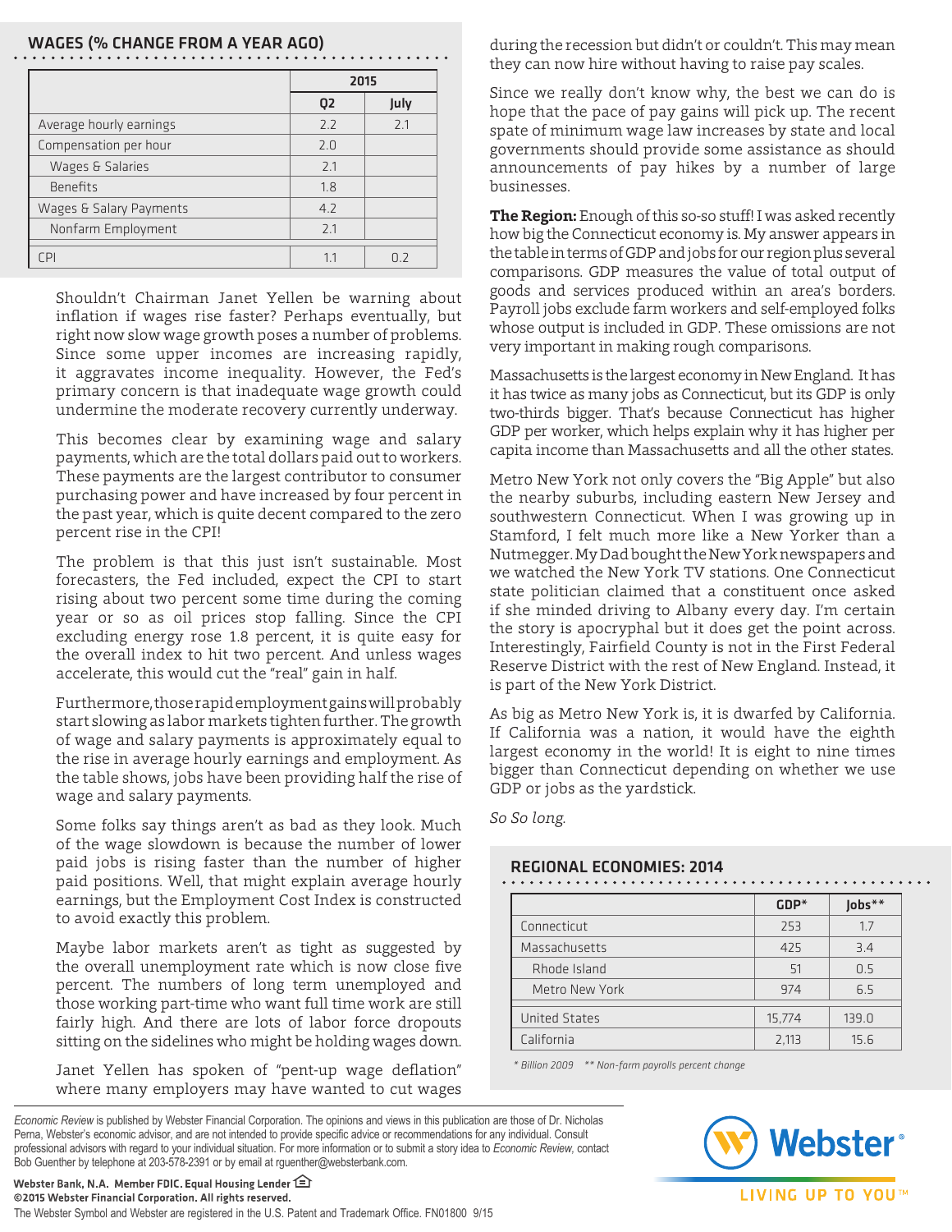## WAGES (% CHANGE FROM A YEAR AGO)

| | 2015 | |
|---|---|---|
| | Q2 | July |
| Average hourly earnings | 2.2 | 2.1 |
| Compensation per hour | 2.0 | |
| Wages & Salaries | 2.1 | |
| Benefits | 1.8 | |
| Wages & Salary Payments | 4.2 | |
| Nonfarm Employment | 2.1 | |
| CPI | 1.1 | 0.2 |

Shouldn't Chairman Janet Yellen be warning about inflation if wages rise faster? Perhaps eventually, but right now slow wage growth poses a number of problems. Since some upper incomes are increasing rapidly, it aggravates income inequality. However, the Fed's primary concern is that inadequate wage growth could undermine the moderate recovery currently underway.

This becomes clear by examining wage and salary payments, which are the total dollars paid out to workers. These payments are the largest contributor to consumer purchasing power and have increased by four percent in the past year, which is quite decent compared to the zero percent rise in the CPI!

The problem is that this just isn't sustainable. Most forecasters, the Fed included, expect the CPI to start rising about two percent some time during the coming year or so as oil prices stop falling. Since the CPI excluding energy rose 1.8 percent, it is quite easy for the overall index to hit two percent. And unless wages accelerate, this would cut the "real" gain in half.

Furthermore, those rapid employment gains will probably start slowing as labor markets tighten further. The growth of wage and salary payments is approximately equal to the rise in average hourly earnings and employment. As the table shows, jobs have been providing half the rise of wage and salary payments.

Some folks say things aren't as bad as they look. Much of the wage slowdown is because the number of lower paid jobs is rising faster than the number of higher paid positions. Well, that might explain average hourly earnings, but the Employment Cost Index is constructed to avoid exactly this problem.

Maybe labor markets aren't as tight as suggested by the overall unemployment rate which is now close five percent. The numbers of long term unemployed and those working part-time who want full time work are still fairly high. And there are lots of labor force dropouts sitting on the sidelines who might be holding wages down.

Janet Yellen has spoken of "pent-up wage deflation" where many employers may have wanted to cut wages during the recession but didn't or couldn't. This may mean they can now hire without having to raise pay scales.

Since we really don't know why, the best we can do is hope that the pace of pay gains will pick up. The recent spate of minimum wage law increases by state and local governments should provide some assistance as should announcements of pay hikes by a number of large businesses.

**The Region:** Enough of this so-so stuff! I was asked recently how big the Connecticut economy is. My answer appears in the table in terms of GDP and jobs for our region plus several comparisons. GDP measures the value of total output of goods and services produced within an area's borders. Payroll jobs exclude farm workers and self-employed folks whose output is included in GDP. These omissions are not very important in making rough comparisons.

Massachusetts is the largest economy in New England. It has it has twice as many jobs as Connecticut, but its GDP is only two-thirds bigger. That's because Connecticut has higher GDP per worker, which helps explain why it has higher per capita income than Massachusetts and all the other states.

Metro New York not only covers the "Big Apple" but also the nearby suburbs, including eastern New Jersey and southwestern Connecticut. When I was growing up in Stamford, I felt much more like a New Yorker than a Nutmegger. My Dad bought the New York newspapers and we watched the New York TV stations. One Connecticut state politician claimed that a constituent once asked if she minded driving to Albany every day. I'm certain the story is apocryphal but it does get the point across. Interestingly, Fairfield County is not in the First Federal Reserve District with the rest of New England. Instead, it is part of the New York District.

As big as Metro New York is, it is dwarfed by California. If California was a nation, it would have the eighth largest economy in the world! It is eight to nine times bigger than Connecticut depending on whether we use GDP or jobs as the yardstick.

*So So long.*

## REGIONAL ECONOMIES: 2014

| | GDP* | Jobs** |
|---|---|---|
| Connecticut | 253 | 1.7 |
| Massachusetts | 425 | 3.4 |
| Rhode Island | 51 | 0.5 |
| Metro New York | 974 | 6.5 |
| United States | 15,774 | 139.0 |
| California | 2,113 | 15.6 |

*\* Billion 2009 \*\* Non-farm payrolls percent change*

*Economic Review* is published by Webster Financial Corporation. The opinions and views in this publication are those of Dr. Nicholas Perna, Webster's economic advisor, and are not intended to provide specific advice or recommendations for any individual. Consult professional advisors with regard to your individual situation. For more information or to submit a story idea to *Economic Review*, contact Bob Guenther by telephone at 203-578-2391 or by email at rguenther@websterbank.com.

**Webster Bank, N.A. Member FDIC. Equal Housing Lender**
**©2015 Webster Financial Corporation. All rights reserved.**
The Webster Symbol and Webster are registered in the U.S. Patent and Trademark Office. FN01800 9/15

Webster®
LIVING UP TO YOU™